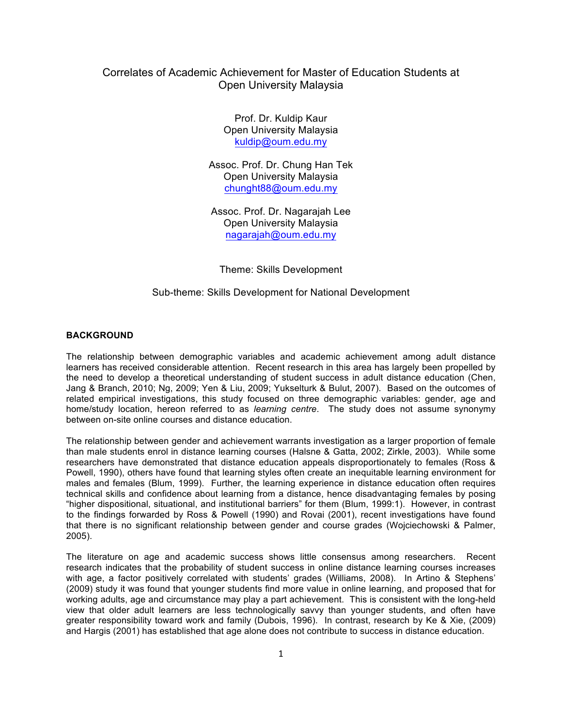# Correlates of Academic Achievement for Master of Education Students at Open University Malaysia

Prof. Dr. Kuldip Kaur
Open University Malaysia
kuldip@oum.edu.my

Assoc. Prof. Dr. Chung Han Tek
Open University Malaysia
chunght88@oum.edu.my

Assoc. Prof. Dr. Nagarajah Lee
Open University Malaysia
nagarajah@oum.edu.my

Theme: Skills Development

Sub-theme: Skills Development for National Development

## BACKGROUND

The relationship between demographic variables and academic achievement among adult distance learners has received considerable attention. Recent research in this area has largely been propelled by the need to develop a theoretical understanding of student success in adult distance education (Chen, Jang & Branch, 2010; Ng, 2009; Yen & Liu, 2009; Yukselturk & Bulut, 2007). Based on the outcomes of related empirical investigations, this study focused on three demographic variables: gender, age and home/study location, hereon referred to as *learning centre*. The study does not assume synonymy between on-site online courses and distance education.

The relationship between gender and achievement warrants investigation as a larger proportion of female than male students enrol in distance learning courses (Halsne & Gatta, 2002; Zirkle, 2003). While some researchers have demonstrated that distance education appeals disproportionately to females (Ross & Powell, 1990), others have found that learning styles often create an inequitable learning environment for males and females (Blum, 1999). Further, the learning experience in distance education often requires technical skills and confidence about learning from a distance, hence disadvantaging females by posing "higher dispositional, situational, and institutional barriers" for them (Blum, 1999:1). However, in contrast to the findings forwarded by Ross & Powell (1990) and Rovai (2001), recent investigations have found that there is no significant relationship between gender and course grades (Wojciechowski & Palmer, 2005).

The literature on age and academic success shows little consensus among researchers. Recent research indicates that the probability of student success in online distance learning courses increases with age, a factor positively correlated with students' grades (Williams, 2008). In Artino & Stephens' (2009) study it was found that younger students find more value in online learning, and proposed that for working adults, age and circumstance may play a part achievement. This is consistent with the long-held view that older adult learners are less technologically savvy than younger students, and often have greater responsibility toward work and family (Dubois, 1996). In contrast, research by Ke & Xie, (2009) and Hargis (2001) has established that age alone does not contribute to success in distance education.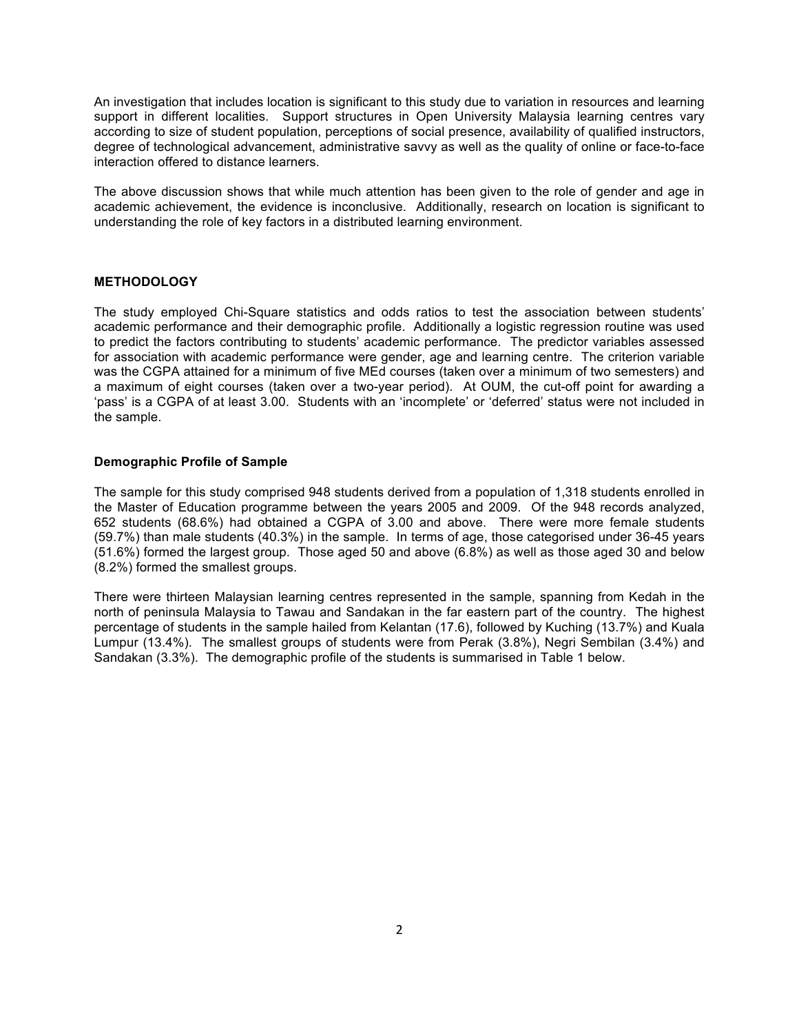An investigation that includes location is significant to this study due to variation in resources and learning support in different localities. Support structures in Open University Malaysia learning centres vary according to size of student population, perceptions of social presence, availability of qualified instructors, degree of technological advancement, administrative savvy as well as the quality of online or face-to-face interaction offered to distance learners.

The above discussion shows that while much attention has been given to the role of gender and age in academic achievement, the evidence is inconclusive. Additionally, research on location is significant to understanding the role of key factors in a distributed learning environment.

## METHODOLOGY

The study employed Chi-Square statistics and odds ratios to test the association between students' academic performance and their demographic profile. Additionally a logistic regression routine was used to predict the factors contributing to students' academic performance. The predictor variables assessed for association with academic performance were gender, age and learning centre. The criterion variable was the CGPA attained for a minimum of five MEd courses (taken over a minimum of two semesters) and a maximum of eight courses (taken over a two-year period). At OUM, the cut-off point for awarding a 'pass' is a CGPA of at least 3.00. Students with an 'incomplete' or 'deferred' status were not included in the sample.

### Demographic Profile of Sample

The sample for this study comprised 948 students derived from a population of 1,318 students enrolled in the Master of Education programme between the years 2005 and 2009. Of the 948 records analyzed, 652 students (68.6%) had obtained a CGPA of 3.00 and above. There were more female students (59.7%) than male students (40.3%) in the sample. In terms of age, those categorised under 36-45 years (51.6%) formed the largest group. Those aged 50 and above (6.8%) as well as those aged 30 and below (8.2%) formed the smallest groups.

There were thirteen Malaysian learning centres represented in the sample, spanning from Kedah in the north of peninsula Malaysia to Tawau and Sandakan in the far eastern part of the country. The highest percentage of students in the sample hailed from Kelantan (17.6), followed by Kuching (13.7%) and Kuala Lumpur (13.4%). The smallest groups of students were from Perak (3.8%), Negri Sembilan (3.4%) and Sandakan (3.3%). The demographic profile of the students is summarised in Table 1 below.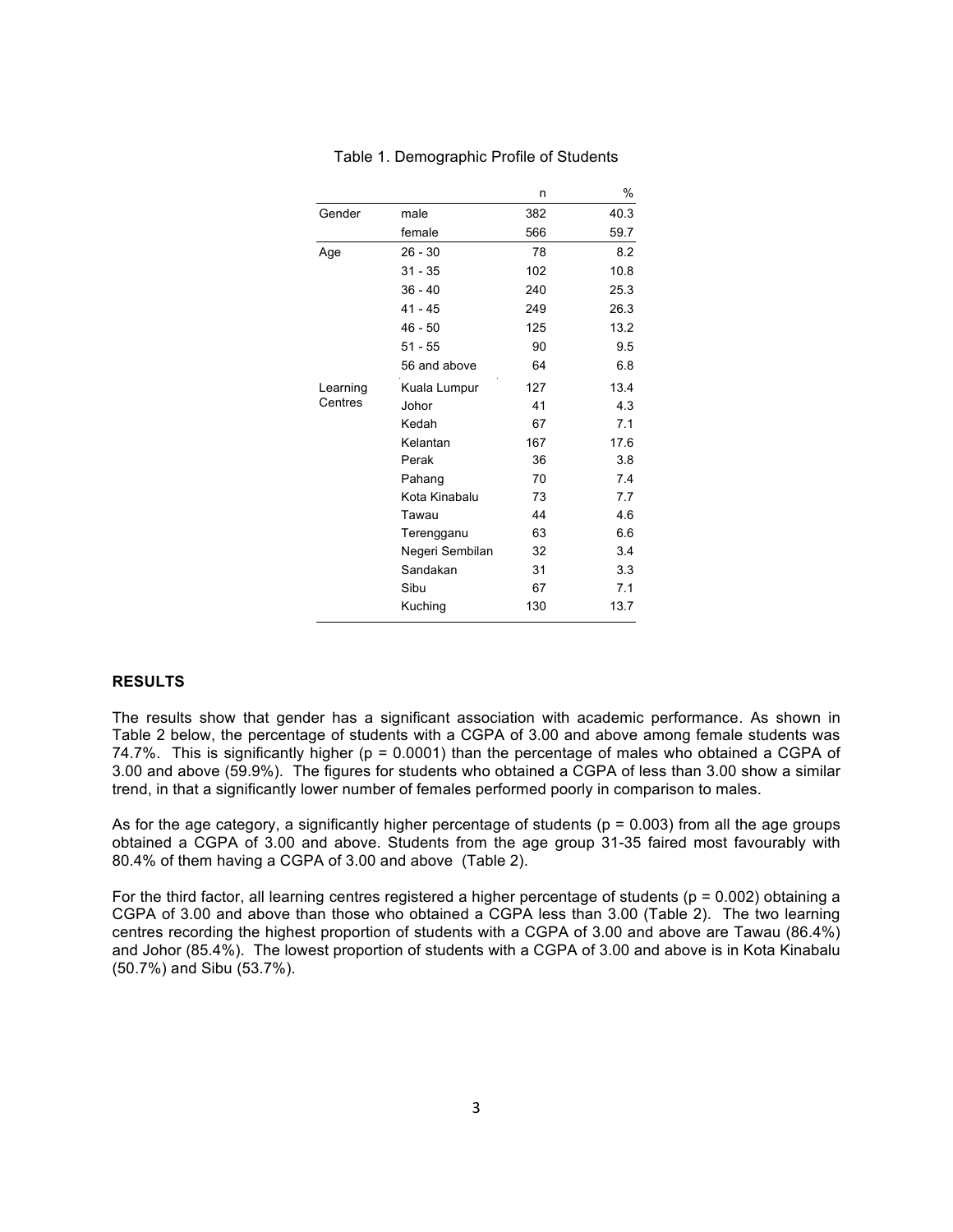Table 1. Demographic Profile of Students

| | | n | % |
|---|---|---|---|
| Gender | male | 382 | 40.3 |
| | female | 566 | 59.7 |
| Age | 26 - 30 | 78 | 8.2 |
| | 31 - 35 | 102 | 10.8 |
| | 36 - 40 | 240 | 25.3 |
| | 41 - 45 | 249 | 26.3 |
| | 46 - 50 | 125 | 13.2 |
| | 51 - 55 | 90 | 9.5 |
| | 56 and above | 64 | 6.8 |
| Learning Centres | Kuala Lumpur | 127 | 13.4 |
| | Johor | 41 | 4.3 |
| | Kedah | 67 | 7.1 |
| | Kelantan | 167 | 17.6 |
| | Perak | 36 | 3.8 |
| | Pahang | 70 | 7.4 |
| | Kota Kinabalu | 73 | 7.7 |
| | Tawau | 44 | 4.6 |
| | Terengganu | 63 | 6.6 |
| | Negeri Sembilan | 32 | 3.4 |
| | Sandakan | 31 | 3.3 |
| | Sibu | 67 | 7.1 |
| | Kuching | 130 | 13.7 |

## RESULTS

The results show that gender has a significant association with academic performance. As shown in Table 2 below, the percentage of students with a CGPA of 3.00 and above among female students was 74.7%. This is significantly higher ($p = 0.0001$) than the percentage of males who obtained a CGPA of 3.00 and above (59.9%). The figures for students who obtained a CGPA of less than 3.00 show a similar trend, in that a significantly lower number of females performed poorly in comparison to males.

As for the age category, a significantly higher percentage of students ($p = 0.003$) from all the age groups obtained a CGPA of 3.00 and above. Students from the age group 31-35 faired most favourably with 80.4% of them having a CGPA of 3.00 and above (Table 2).

For the third factor, all learning centres registered a higher percentage of students ($p = 0.002$) obtaining a CGPA of 3.00 and above than those who obtained a CGPA less than 3.00 (Table 2). The two learning centres recording the highest proportion of students with a CGPA of 3.00 and above are Tawau (86.4%) and Johor (85.4%). The lowest proportion of students with a CGPA of 3.00 and above is in Kota Kinabalu (50.7%) and Sibu (53.7%).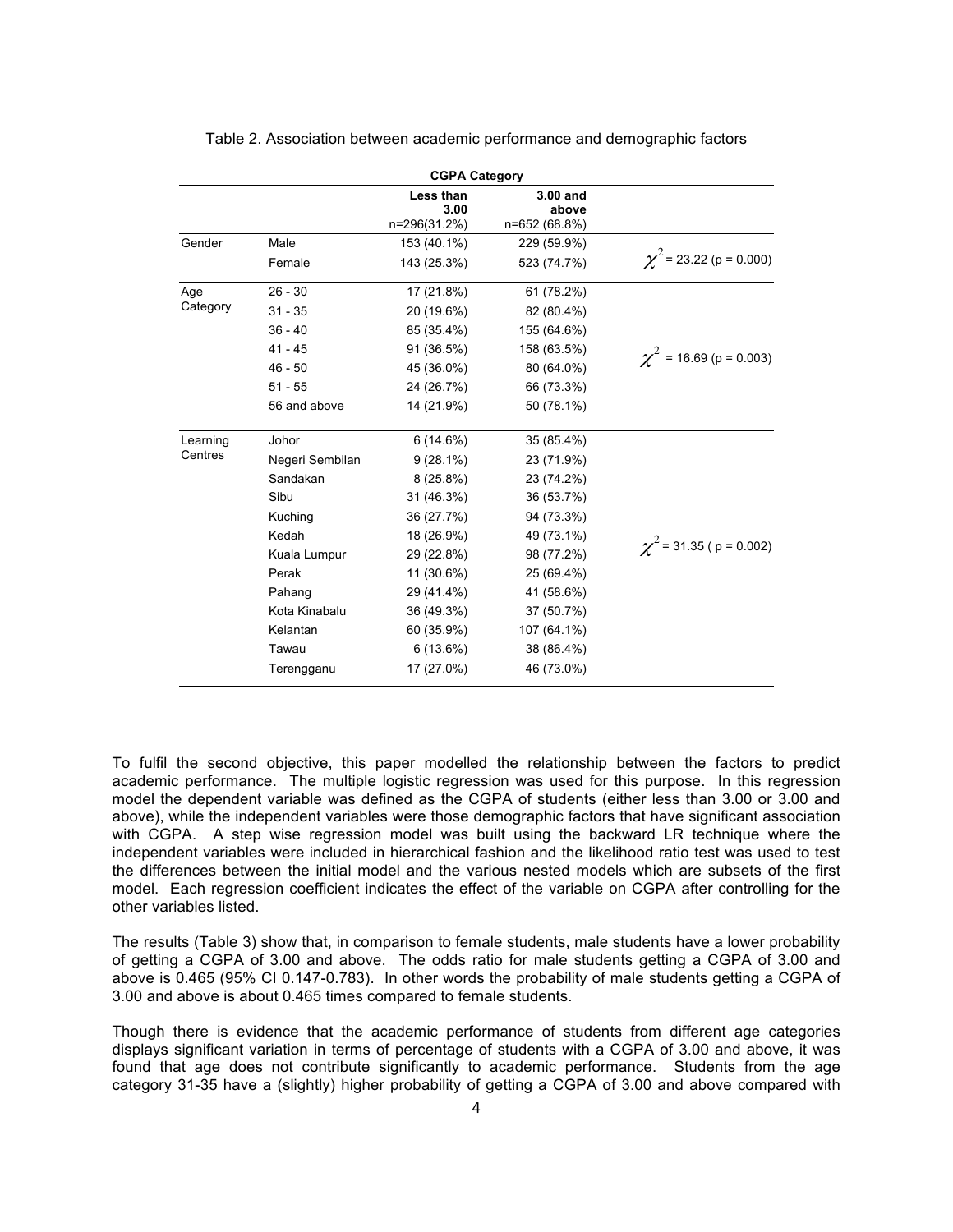Table 2. Association between academic performance and demographic factors

| | | CGPA Category | | |
|---|---|---|---|---|
| | | Less than 3.00 n=296(31.2%) | 3.00 and above n=652 (68.8%) | |
| Gender | Male | 153 (40.1%) | 229 (59.9%) | $\chi^2$ = 23.22 (p = 0.000) |
| | Female | 143 (25.3%) | 523 (74.7%) | |
| Age Category | 26 - 30 | 17 (21.8%) | 61 (78.2%) | $\chi^2$ = 16.69 (p = 0.003) |
| | 31 - 35 | 20 (19.6%) | 82 (80.4%) | |
| | 36 - 40 | 85 (35.4%) | 155 (64.6%) | |
| | 41 - 45 | 91 (36.5%) | 158 (63.5%) | |
| | 46 - 50 | 45 (36.0%) | 80 (64.0%) | |
| | 51 - 55 | 24 (26.7%) | 66 (73.3%) | |
| | 56 and above | 14 (21.9%) | 50 (78.1%) | |
| Learning Centres | Johor | 6 (14.6%) | 35 (85.4%) | $\chi^2$ = 31.35 ( p = 0.002) |
| | Negeri Sembilan | 9 (28.1%) | 23 (71.9%) | |
| | Sandakan | 8 (25.8%) | 23 (74.2%) | |
| | Sibu | 31 (46.3%) | 36 (53.7%) | |
| | Kuching | 36 (27.7%) | 94 (73.3%) | |
| | Kedah | 18 (26.9%) | 49 (73.1%) | |
| | Kuala Lumpur | 29 (22.8%) | 98 (77.2%) | |
| | Perak | 11 (30.6%) | 25 (69.4%) | |
| | Pahang | 29 (41.4%) | 41 (58.6%) | |
| | Kota Kinabalu | 36 (49.3%) | 37 (50.7%) | |
| | Kelantan | 60 (35.9%) | 107 (64.1%) | |
| | Tawau | 6 (13.6%) | 38 (86.4%) | |
| | Terengganu | 17 (27.0%) | 46 (73.0%) | |

To fulfil the second objective, this paper modelled the relationship between the factors to predict academic performance. The multiple logistic regression was used for this purpose. In this regression model the dependent variable was defined as the CGPA of students (either less than 3.00 or 3.00 and above), while the independent variables were those demographic factors that have significant association with CGPA. A step wise regression model was built using the backward LR technique where the independent variables were included in hierarchical fashion and the likelihood ratio test was used to test the differences between the initial model and the various nested models which are subsets of the first model. Each regression coefficient indicates the effect of the variable on CGPA after controlling for the other variables listed.

The results (Table 3) show that, in comparison to female students, male students have a lower probability of getting a CGPA of 3.00 and above. The odds ratio for male students getting a CGPA of 3.00 and above is 0.465 (95% CI 0.147-0.783). In other words the probability of male students getting a CGPA of 3.00 and above is about 0.465 times compared to female students.

Though there is evidence that the academic performance of students from different age categories displays significant variation in terms of percentage of students with a CGPA of 3.00 and above, it was found that age does not contribute significantly to academic performance. Students from the age category 31-35 have a (slightly) higher probability of getting a CGPA of 3.00 and above compared with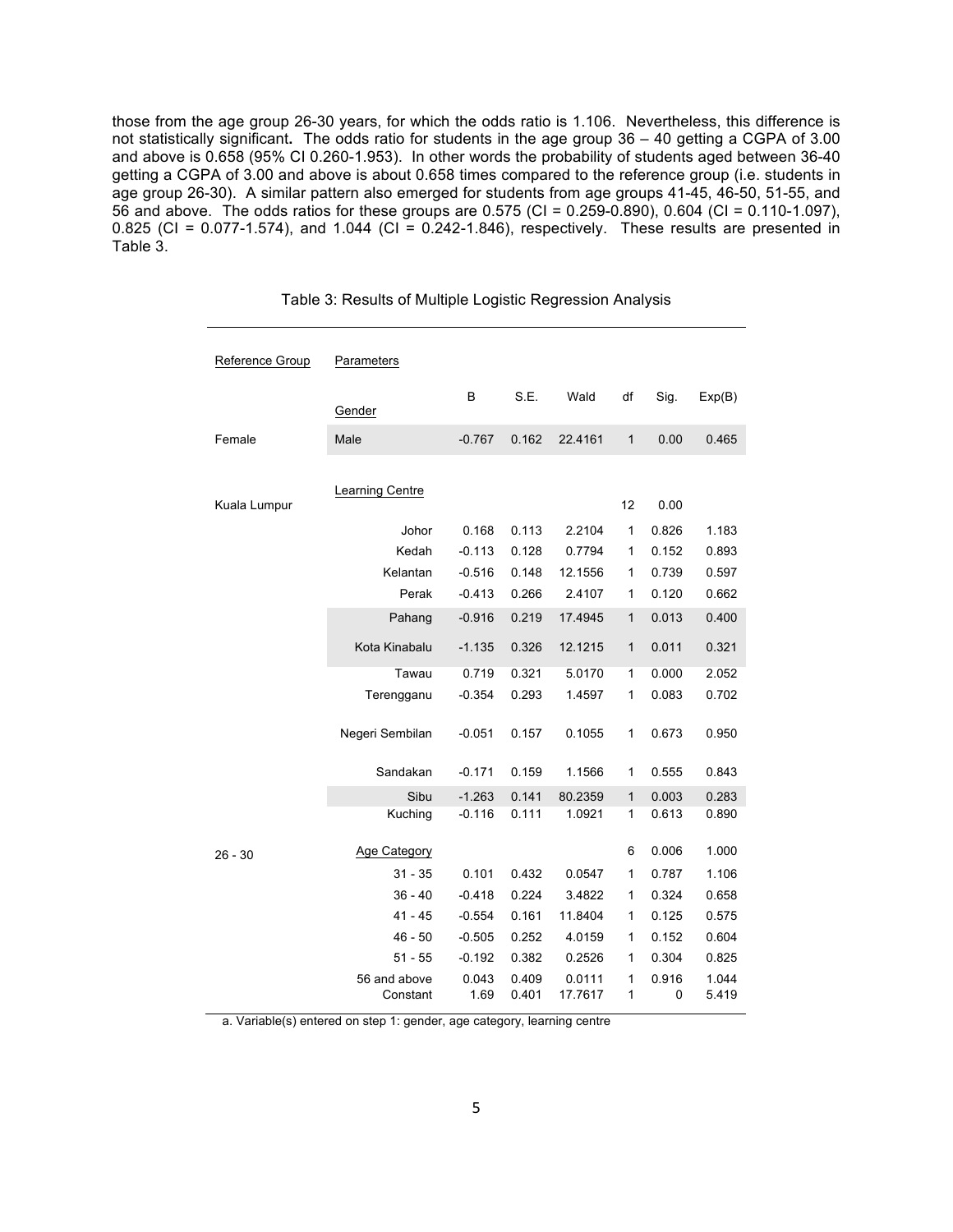those from the age group 26-30 years, for which the odds ratio is 1.106. Nevertheless, this difference is not statistically significant**.** The odds ratio for students in the age group 36 – 40 getting a CGPA of 3.00 and above is 0.658 (95% CI 0.260-1.953). In other words the probability of students aged between 36-40 getting a CGPA of 3.00 and above is about 0.658 times compared to the reference group (i.e. students in age group 26-30). A similar pattern also emerged for students from age groups 41-45, 46-50, 51-55, and 56 and above. The odds ratios for these groups are 0.575 (CI = 0.259-0.890), 0.604 (CI = 0.110-1.097), 0.825 (CI = 0.077-1.574), and 1.044 (CI = 0.242-1.846), respectively. These results are presented in Table 3.

Table 3: Results of Multiple Logistic Regression Analysis

| Reference Group | Parameters | B | S.E. | Wald | df | Sig. | Exp(B) |
|---|---|---|---|---|---|---|---|
| | Gender | | | | | | |
| Female | Male | -0.767 | 0.162 | 22.4161 | 1 | 0.00 | 0.465 |
| Kuala Lumpur | Learning Centre | | | | 12 | 0.00 | |
| | Johor | 0.168 | 0.113 | 2.2104 | 1 | 0.826 | 1.183 |
| | Kedah | -0.113 | 0.128 | 0.7794 | 1 | 0.152 | 0.893 |
| | Kelantan | -0.516 | 0.148 | 12.1556 | 1 | 0.739 | 0.597 |
| | Perak | -0.413 | 0.266 | 2.4107 | 1 | 0.120 | 0.662 |
| | Pahang | -0.916 | 0.219 | 17.4945 | 1 | 0.013 | 0.400 |
| | Kota Kinabalu | -1.135 | 0.326 | 12.1215 | 1 | 0.011 | 0.321 |
| | Tawau | 0.719 | 0.321 | 5.0170 | 1 | 0.000 | 2.052 |
| | Terengganu | -0.354 | 0.293 | 1.4597 | 1 | 0.083 | 0.702 |
| | Negeri Sembilan | -0.051 | 0.157 | 0.1055 | 1 | 0.673 | 0.950 |
| | Sandakan | -0.171 | 0.159 | 1.1566 | 1 | 0.555 | 0.843 |
| | Sibu | -1.263 | 0.141 | 80.2359 | 1 | 0.003 | 0.283 |
| | Kuching | -0.116 | 0.111 | 1.0921 | 1 | 0.613 | 0.890 |
| 26 - 30 | Age Category | | | | 6 | 0.006 | 1.000 |
| | 31 - 35 | 0.101 | 0.432 | 0.0547 | 1 | 0.787 | 1.106 |
| | 36 - 40 | -0.418 | 0.224 | 3.4822 | 1 | 0.324 | 0.658 |
| | 41 - 45 | -0.554 | 0.161 | 11.8404 | 1 | 0.125 | 0.575 |
| | 46 - 50 | -0.505 | 0.252 | 4.0159 | 1 | 0.152 | 0.604 |
| | 51 - 55 | -0.192 | 0.382 | 0.2526 | 1 | 0.304 | 0.825 |
| | 56 and above | 0.043 | 0.409 | 0.0111 | 1 | 0.916 | 1.044 |
| | Constant | 1.69 | 0.401 | 17.7617 | 1 | 0 | 5.419 |

a. Variable(s) entered on step 1: gender, age category, learning centre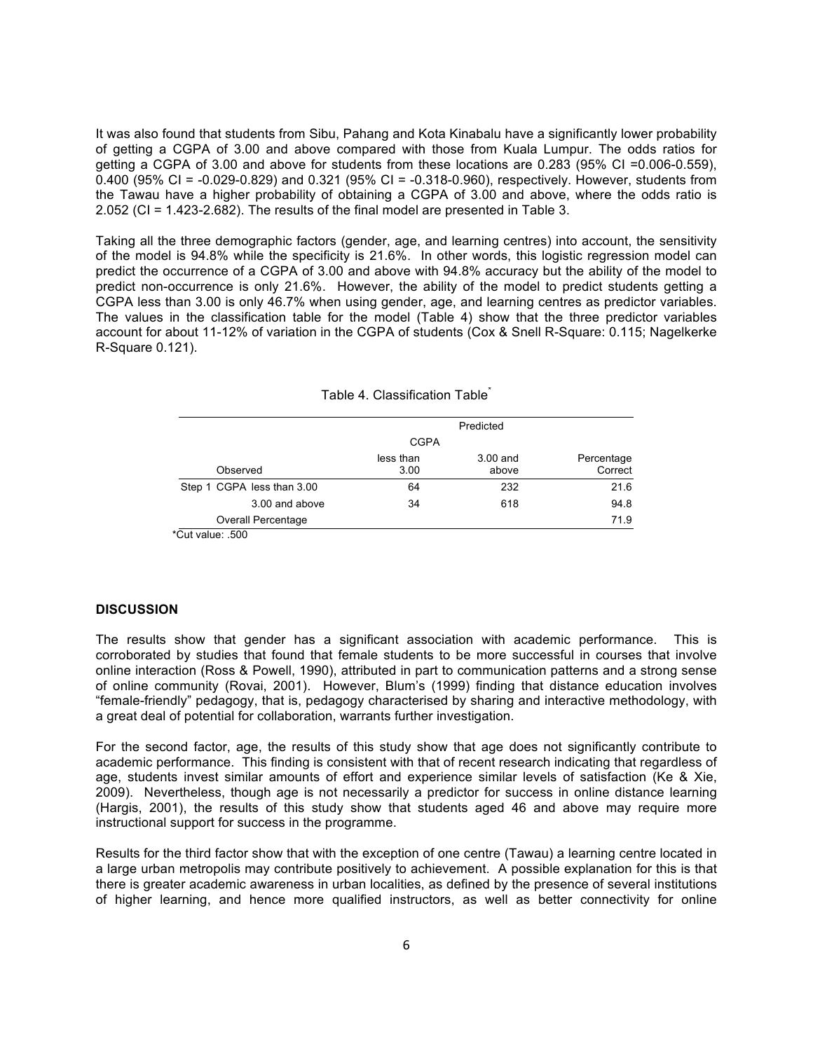It was also found that students from Sibu, Pahang and Kota Kinabalu have a significantly lower probability of getting a CGPA of 3.00 and above compared with those from Kuala Lumpur. The odds ratios for getting a CGPA of 3.00 and above for students from these locations are 0.283 (95% CI =0.006-0.559), 0.400 (95% CI = -0.029-0.829) and 0.321 (95% CI = -0.318-0.960), respectively. However, students from the Tawau have a higher probability of obtaining a CGPA of 3.00 and above, where the odds ratio is 2.052 (CI = 1.423-2.682). The results of the final model are presented in Table 3.

Taking all the three demographic factors (gender, age, and learning centres) into account, the sensitivity of the model is 94.8% while the specificity is 21.6%. In other words, this logistic regression model can predict the occurrence of a CGPA of 3.00 and above with 94.8% accuracy but the ability of the model to predict non-occurrence is only 21.6%. However, the ability of the model to predict students getting a CGPA less than 3.00 is only 46.7% when using gender, age, and learning centres as predictor variables. The values in the classification table for the model (Table 4) show that the three predictor variables account for about 11-12% of variation in the CGPA of students (Cox & Snell R-Square: 0.115; Nagelkerke R-Square 0.121).

Table 4. Classification Table*

| | | Predicted | | |
|---|---|---|---|---|
| | | CGPA | | |
| Observed | | less than 3.00 | 3.00 and above | Percentage Correct |
| Step 1 | CGPA less than 3.00 | 64 | 232 | 21.6 |
| | 3.00 and above | 34 | 618 | 94.8 |
| | Overall Percentage | | | 71.9 |

*Cut value: .500

### DISCUSSION

The results show that gender has a significant association with academic performance. This is corroborated by studies that found that female students to be more successful in courses that involve online interaction (Ross & Powell, 1990), attributed in part to communication patterns and a strong sense of online community (Rovai, 2001). However, Blum's (1999) finding that distance education involves "female-friendly" pedagogy, that is, pedagogy characterised by sharing and interactive methodology, with a great deal of potential for collaboration, warrants further investigation.

For the second factor, age, the results of this study show that age does not significantly contribute to academic performance. This finding is consistent with that of recent research indicating that regardless of age, students invest similar amounts of effort and experience similar levels of satisfaction (Ke & Xie, 2009). Nevertheless, though age is not necessarily a predictor for success in online distance learning (Hargis, 2001), the results of this study show that students aged 46 and above may require more instructional support for success in the programme.

Results for the third factor show that with the exception of one centre (Tawau) a learning centre located in a large urban metropolis may contribute positively to achievement. A possible explanation for this is that there is greater academic awareness in urban localities, as defined by the presence of several institutions of higher learning, and hence more qualified instructors, as well as better connectivity for online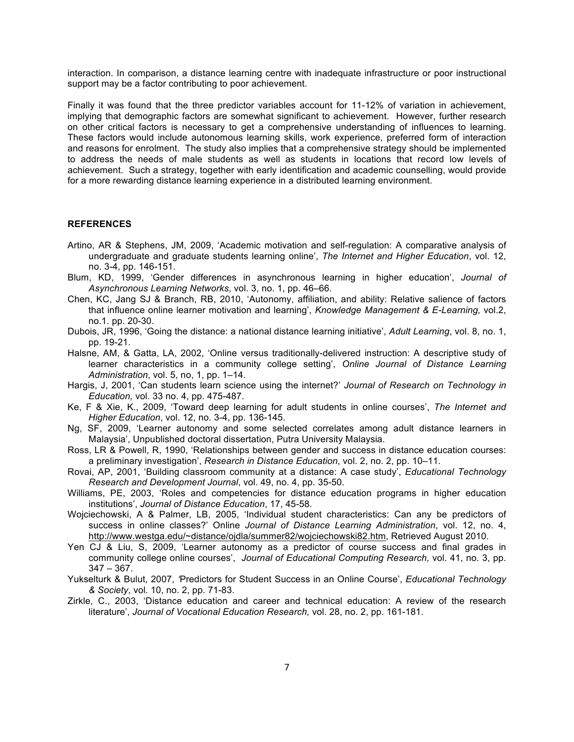interaction. In comparison, a distance learning centre with inadequate infrastructure or poor instructional support may be a factor contributing to poor achievement.

Finally it was found that the three predictor variables account for 11-12% of variation in achievement, implying that demographic factors are somewhat significant to achievement. However, further research on other critical factors is necessary to get a comprehensive understanding of influences to learning. These factors would include autonomous learning skills, work experience, preferred form of interaction and reasons for enrolment. The study also implies that a comprehensive strategy should be implemented to address the needs of male students as well as students in locations that record low levels of achievement. Such a strategy, together with early identification and academic counselling, would provide for a more rewarding distance learning experience in a distributed learning environment.

## REFERENCES

Artino, AR & Stephens, JM, 2009, 'Academic motivation and self-regulation: A comparative analysis of undergraduate and graduate students learning online', *The Internet and Higher Education*, vol. 12, no. 3-4, pp. 146-151.

Blum, KD, 1999, 'Gender differences in asynchronous learning in higher education', *Journal of Asynchronous Learning Networks*, vol. 3, no. 1, pp. 46–66.

Chen, KC, Jang SJ & Branch, RB, 2010, 'Autonomy, affiliation, and ability: Relative salience of factors that influence online learner motivation and learning', *Knowledge Management & E-Learning,* vol.2, no.1. pp. 20-30.

Dubois, JR, 1996, 'Going the distance: a national distance learning initiative', *Adult Learning*, vol. 8, no. 1, pp. 19-21.

Halsne, AM, & Gatta, LA, 2002, 'Online versus traditionally-delivered instruction: A descriptive study of learner characteristics in a community college setting', *Online Journal of Distance Learning Administration*, vol. 5, no, 1, pp. 1–14.

Hargis, J, 2001, 'Can students learn science using the internet?' *Journal of Research on Technology in Education,* vol. 33 no. 4, pp. 475-487.

Ke, F & Xie, K., 2009, 'Toward deep learning for adult students in online courses', *The Internet and Higher Education*, vol. 12, no. 3-4, pp. 136-145.

Ng, SF, 2009, 'Learner autonomy and some selected correlates among adult distance learners in Malaysia', Unpublished doctoral dissertation, Putra University Malaysia.

Ross, LR & Powell, R, 1990, 'Relationships between gender and success in distance education courses: a preliminary investigation', *Research in Distance Education*, vol. 2, no. 2, pp. 10–11.

Rovai, AP, 2001, 'Building classroom community at a distance: A case study', *Educational Technology Research and Development Journal*, vol. 49, no. 4, pp. 35-50.

Williams, PE, 2003, 'Roles and competencies for distance education programs in higher education institutions', *Journal of Distance Education*, 17, 45-58.

Wojciechowski, A & Palmer, LB, 2005, 'Individual student characteristics: Can any be predictors of success in online classes?' Online *Journal of Distance Learning Administration*, vol. 12, no. 4, http://www.westga.edu/~distance/ojdla/summer82/wojciechowski82.htm, Retrieved August 2010.

Yen CJ & Liu, S, 2009, 'Learner autonomy as a predictor of course success and final grades in community college online courses', *Journal of Educational Computing Research,* vol. 41, no. 3, pp. 347 – 367.

Yukselturk & Bulut, 2007, 'Predictors for Student Success in an Online Course', *Educational Technology & Society*, vol. 10, no. 2, pp. 71-83.

Zirkle, C., 2003, 'Distance education and career and technical education: A review of the research literature', *Journal of Vocational Education Research,* vol. 28, no. 2, pp. 161-181.